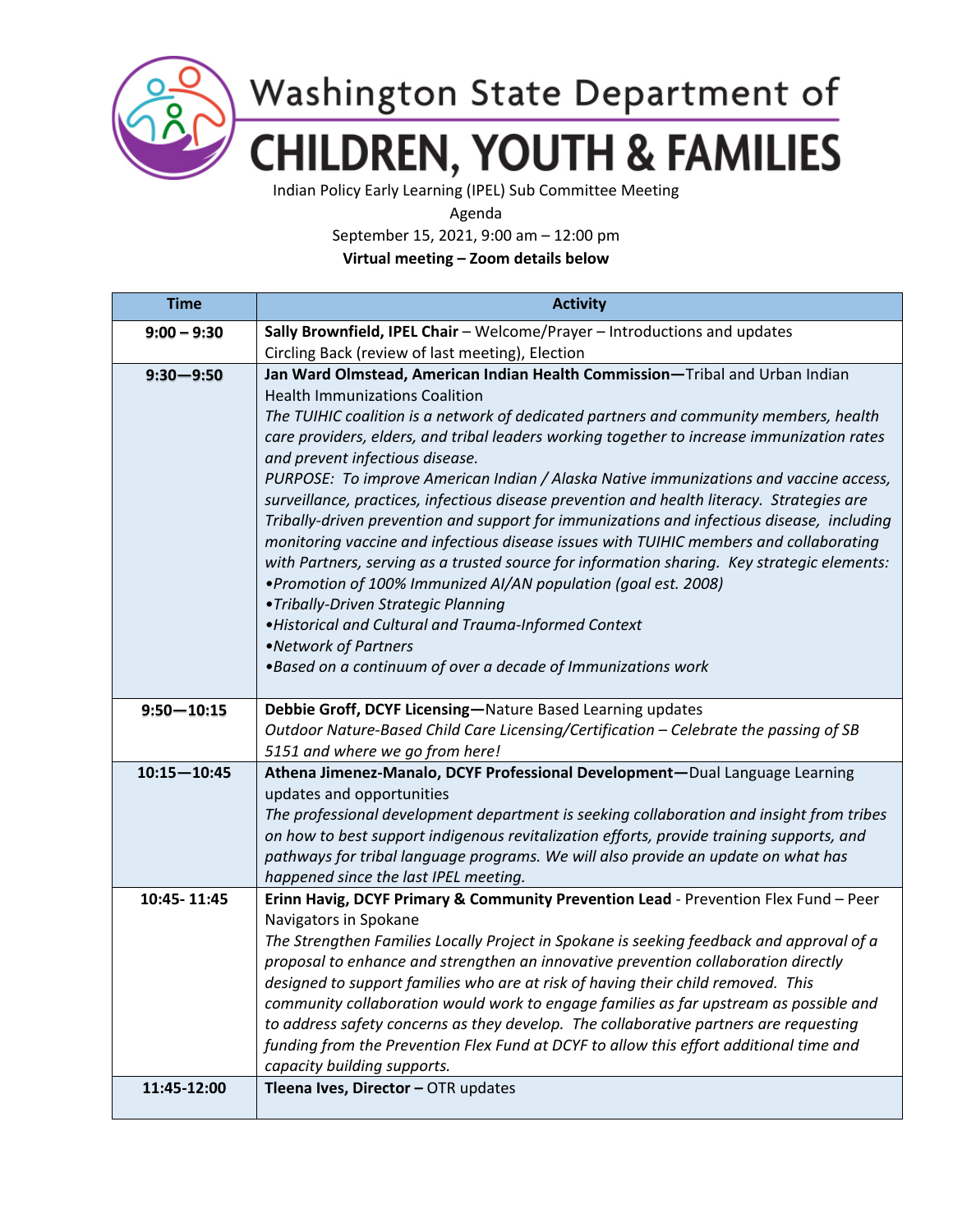# Washington State Department of CHILDREN, YOUTH & FAMILIES

Indian Policy Early Learning (IPEL) Sub Committee Meeting

Agenda

September 15, 2021, 9:00 am – 12:00 pm

**Virtual meeting – Zoom details below**

| Time | Activity |
|---|---|
| **9:00 – 9:30** | **Sally Brownfield, IPEL Chair** – Welcome/Prayer – Introductions and updates<br>Circling Back (review of last meeting), Election |
| **9:30—9:50** | **Jan Ward Olmstead, American Indian Health Commission—**Tribal and Urban Indian Health Immunizations Coalition<br>*The TUIHIC coalition is a network of dedicated partners and community members, health care providers, elders, and tribal leaders working together to increase immunization rates and prevent infectious disease.*<br>*PURPOSE: To improve American Indian / Alaska Native immunizations and vaccine access, surveillance, practices, infectious disease prevention and health literacy. Strategies are Tribally-driven prevention and support for immunizations and infectious disease, including monitoring vaccine and infectious disease issues with TUIHIC members and collaborating with Partners, serving as a trusted source for information sharing. Key strategic elements:*<br>*•Promotion of 100% Immunized AI/AN population (goal est. 2008)*<br>*•Tribally-Driven Strategic Planning*<br>*•Historical and Cultural and Trauma-Informed Context*<br>*•Network of Partners*<br>*•Based on a continuum of over a decade of Immunizations work* |
| **9:50—10:15** | **Debbie Groff, DCYF Licensing—**Nature Based Learning updates<br>*Outdoor Nature-Based Child Care Licensing/Certification – Celebrate the passing of SB 5151 and where we go from here!* |
| **10:15—10:45** | **Athena Jimenez-Manalo, DCYF Professional Development—**Dual Language Learning updates and opportunities<br>*The professional development department is seeking collaboration and insight from tribes on how to best support indigenous revitalization efforts, provide training supports, and pathways for tribal language programs. We will also provide an update on what has happened since the last IPEL meeting.* |
| **10:45- 11:45** | **Erinn Havig, DCYF Primary & Community Prevention Lead** - Prevention Flex Fund – Peer Navigators in Spokane<br>*The Strengthen Families Locally Project in Spokane is seeking feedback and approval of a proposal to enhance and strengthen an innovative prevention collaboration directly designed to support families who are at risk of having their child removed. This community collaboration would work to engage families as far upstream as possible and to address safety concerns as they develop. The collaborative partners are requesting funding from the Prevention Flex Fund at DCYF to allow this effort additional time and capacity building supports.* |
| **11:45-12:00** | **Tleena Ives, Director –** OTR updates |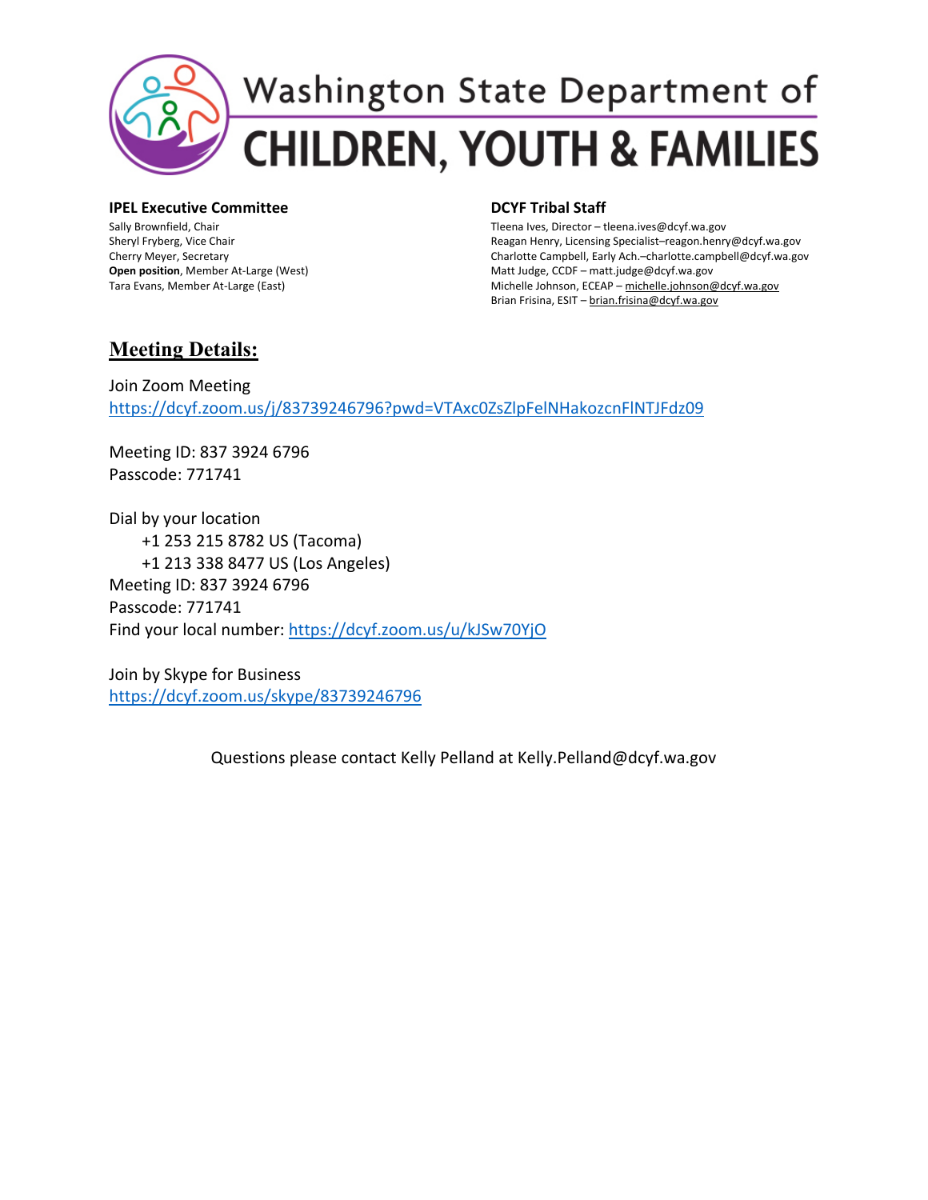Washington State Department of

# CHILDREN, YOUTH & FAMILIES

**IPEL Executive Committee**

Sally Brownfield, Chair
Sheryl Fryberg, Vice Chair
Cherry Meyer, Secretary
**Open position**, Member At-Large (West)
Tara Evans, Member At-Large (East)

**DCYF Tribal Staff**

Tleena Ives, Director – tleena.ives@dcyf.wa.gov
Reagan Henry, Licensing Specialist–reagon.henry@dcyf.wa.gov
Charlotte Campbell, Early Ach.–charlotte.campbell@dcyf.wa.gov
Matt Judge, CCDF – matt.judge@dcyf.wa.gov
Michelle Johnson, ECEAP – michelle.johnson@dcyf.wa.gov
Brian Frisina, ESIT – brian.frisina@dcyf.wa.gov

## Meeting Details:

Join Zoom Meeting
https://dcyf.zoom.us/j/83739246796?pwd=VTAxc0ZsZlpFelNHakozcnFlNTJFdz09

Meeting ID: 837 3924 6796
Passcode: 771741

Dial by your location
+1 253 215 8782 US (Tacoma)
+1 213 338 8477 US (Los Angeles)
Meeting ID: 837 3924 6796
Passcode: 771741
Find your local number: https://dcyf.zoom.us/u/kJSw70YjO

Join by Skype for Business
https://dcyf.zoom.us/skype/83739246796

Questions please contact Kelly Pelland at Kelly.Pelland@dcyf.wa.gov